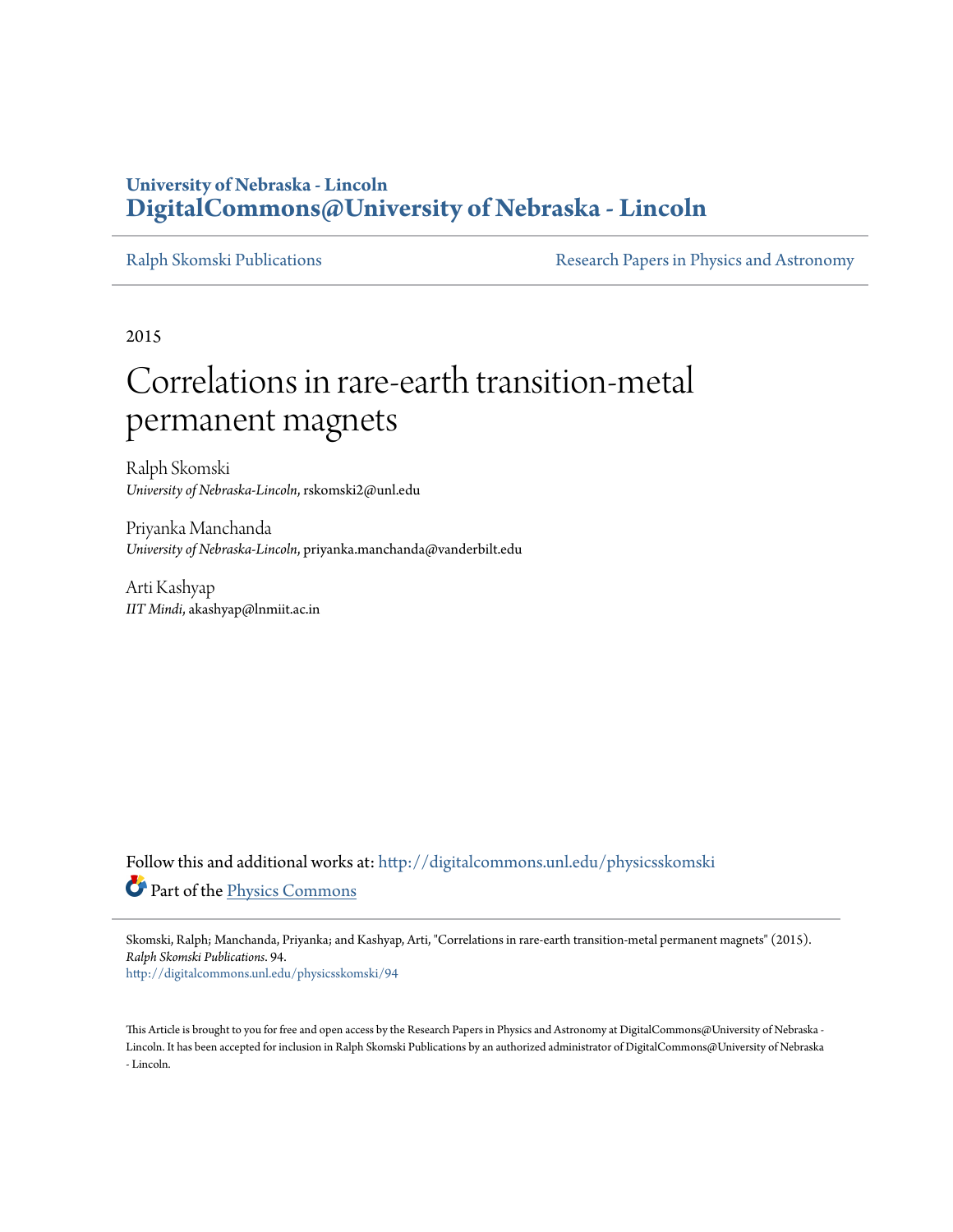University of Nebraska - Lincoln
**DigitalCommons@University of Nebraska - Lincoln**

Ralph Skomski Publications | Research Papers in Physics and Astronomy

2015

# Correlations in rare-earth transition-metal permanent magnets

Ralph Skomski
*University of Nebraska-Lincoln*, rskomski2@unl.edu

Priyanka Manchanda
*University of Nebraska-Lincoln*, priyanka.manchanda@vanderbilt.edu

Arti Kashyap
*IIT Mindi*, akashyap@lnmiit.ac.in

Follow this and additional works at: http://digitalcommons.unl.edu/physicsskomski

Part of the Physics Commons

Skomski, Ralph; Manchanda, Priyanka; and Kashyap, Arti, "Correlations in rare-earth transition-metal permanent magnets" (2015). *Ralph Skomski Publications*. 94.
http://digitalcommons.unl.edu/physicsskomski/94

This Article is brought to you for free and open access by the Research Papers in Physics and Astronomy at DigitalCommons@University of Nebraska - Lincoln. It has been accepted for inclusion in Ralph Skomski Publications by an authorized administrator of DigitalCommons@University of Nebraska - Lincoln.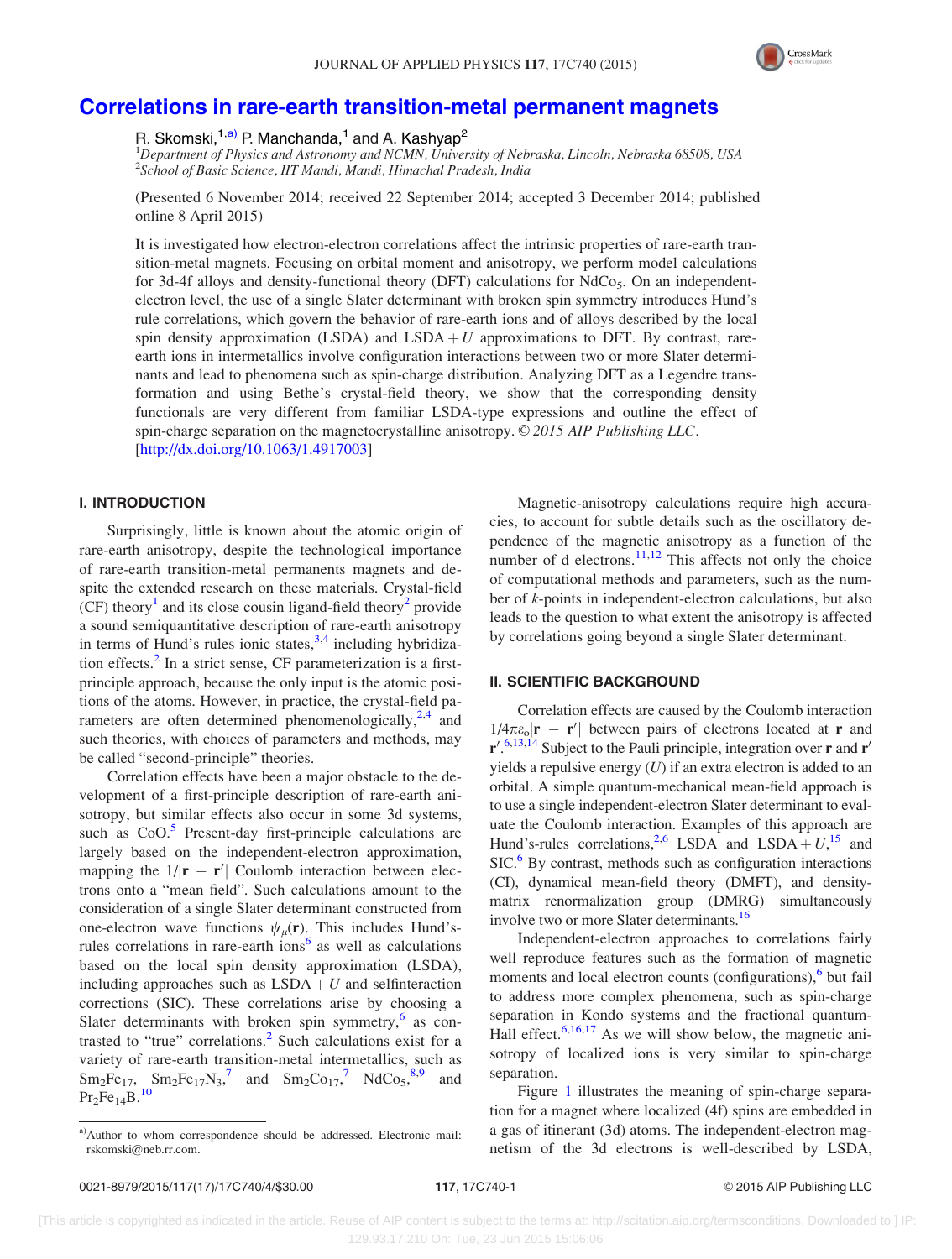# Correlations in rare-earth transition-metal permanent magnets

R. Skomski,[1,a)] P. Manchanda,[1] and A. Kashyap[2]

[1]*Department of Physics and Astronomy and NCMN, University of Nebraska, Lincoln, Nebraska 68508, USA*
[2]*School of Basic Science, IIT Mandi, Mandi, Himachal Pradesh, India*

(Presented 6 November 2014; received 22 September 2014; accepted 3 December 2014; published online 8 April 2015)

It is investigated how electron-electron correlations affect the intrinsic properties of rare-earth transition-metal magnets. Focusing on orbital moment and anisotropy, we perform model calculations for 3d-4f alloys and density-functional theory (DFT) calculations for $NdCo_5$. On an independent-electron level, the use of a single Slater determinant with broken spin symmetry introduces Hund's rule correlations, which govern the behavior of rare-earth ions and of alloys described by the local spin density approximation (LSDA) and LSDA + $U$ approximations to DFT. By contrast, rare-earth ions in intermetallics involve configuration interactions between two or more Slater determinants and lead to phenomena such as spin-charge distribution. Analyzing DFT as a Legendre transformation and using Bethe's crystal-field theory, we show that the corresponding density functionals are very different from familiar LSDA-type expressions and outline the effect of spin-charge separation on the magnetocrystalline anisotropy. © *2015 AIP Publishing LLC*. [http://dx.doi.org/10.1063/1.4917003]

## I. INTRODUCTION

Surprisingly, little is known about the atomic origin of rare-earth anisotropy, despite the technological importance of rare-earth transition-metal permanents magnets and despite the extended research on these materials. Crystal-field (CF) theory[1] and its close cousin ligand-field theory[2] provide a sound semiquantitative description of rare-earth anisotropy in terms of Hund's rules ionic states,[3,4] including hybridization effects.[2] In a strict sense, CF parameterization is a first-principle approach, because the only input is the atomic positions of the atoms. However, in practice, the crystal-field parameters are often determined phenomenologically,[2,4] and such theories, with choices of parameters and methods, may be called "second-principle" theories.

Correlation effects have been a major obstacle to the development of a first-principle description of rare-earth anisotropy, but similar effects also occur in some 3d systems, such as CoO.[5] Present-day first-principle calculations are largely based on the independent-electron approximation, mapping the $1/|\mathbf{r} - \mathbf{r}'|$ Coulomb interaction between electrons onto a "mean field". Such calculations amount to the consideration of a single Slater determinant constructed from one-electron wave functions $\psi_\mu(\mathbf{r})$. This includes Hund's-rules correlations in rare-earth ions[6] as well as calculations based on the local spin density approximation (LSDA), including approaches such as LSDA + $U$ and selfinteraction corrections (SIC). These correlations arise by choosing a Slater determinants with broken spin symmetry,[6] as contrasted to "true" correlations.[2] Such calculations exist for a variety of rare-earth transition-metal intermetallics, such as $Sm_2Fe_{17}$, $Sm_2Fe_{17}N_3$,[7] and $Sm_2Co_{17}$,[7] $NdCo_5$,[8,9] and $Pr_2Fe_{14}B$.[10]

Magnetic-anisotropy calculations require high accuracies, to account for subtle details such as the oscillatory dependence of the magnetic anisotropy as a function of the number of d electrons.[11,12] This affects not only the choice of computational methods and parameters, such as the number of $k$-points in independent-electron calculations, but also leads to the question to what extent the anisotropy is affected by correlations going beyond a single Slater determinant.

## II. SCIENTIFIC BACKGROUND

Correlation effects are caused by the Coulomb interaction $1/4\pi\varepsilon_o|\mathbf{r} - \mathbf{r}'|$ between pairs of electrons located at $\mathbf{r}$ and $\mathbf{r}'$.[6,13,14] Subject to the Pauli principle, integration over $\mathbf{r}$ and $\mathbf{r}'$ yields a repulsive energy ($U$) if an extra electron is added to an orbital. A simple quantum-mechanical mean-field approach is to use a single independent-electron Slater determinant to evaluate the Coulomb interaction. Examples of this approach are Hund's-rules correlations,[2,6] LSDA and LSDA + $U$,[15] and SIC.[6] By contrast, methods such as configuration interactions (CI), dynamical mean-field theory (DMFT), and density-matrix renormalization group (DMRG) simultaneously involve two or more Slater determinants.[16]

Independent-electron approaches to correlations fairly well reproduce features such as the formation of magnetic moments and local electron counts (configurations),[6] but fail to address more complex phenomena, such as spin-charge separation in Kondo systems and the fractional quantum-Hall effect.[6,16,17] As we will show below, the magnetic anisotropy of localized ions is very similar to spin-charge separation.

Figure 1 illustrates the meaning of spin-charge separation for a magnet where localized (4f) spins are embedded in a gas of itinerant (3d) atoms. The independent-electron magnetism of the 3d electrons is well-described by LSDA,

[a)]Author to whom correspondence should be addressed. Electronic mail: rskomski@neb.rr.com.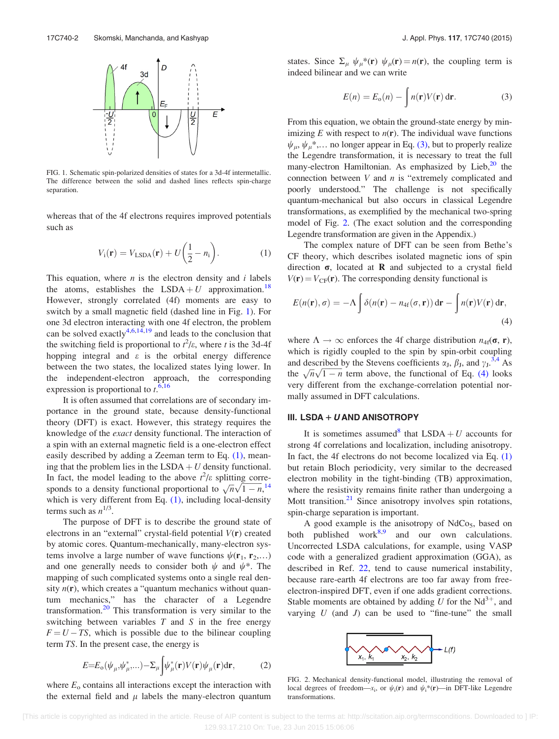FIG. 1. Schematic spin-polarized densities of states for a 3d-4f intermetallic. The difference between the solid and dashed lines reflects spin-charge separation.

whereas that of the 4f electrons requires improved potentials such as

$$V_i(\mathbf{r}) = V_{LSDA}(\mathbf{r}) + U\left(\frac{1}{2} - n_i\right). \tag{1}$$

This equation, where $n$ is the electron density and $i$ labels the atoms, establishes the LSDA + $U$ approximation.[18] However, strongly correlated (4f) moments are easy to switch by a small magnetic field (dashed line in Fig. 1). For one 3d electron interacting with one 4f electron, the problem can be solved exactly[4,6,14,19] and leads to the conclusion that the switching field is proportional to $t^2/\varepsilon$, where $t$ is the 3d-4f hopping integral and $\varepsilon$ is the orbital energy difference between the two states, the localized states lying lower. In the independent-electron approach, the corresponding expression is proportional to $t$.[6,16]

It is often assumed that correlations are of secondary importance in the ground state, because density-functional theory (DFT) is exact. However, this strategy requires the knowledge of the *exact* density functional. The interaction of a spin with an external magnetic field is a one-electron effect easily described by adding a Zeeman term to Eq. (1), meaning that the problem lies in the LSDA + $U$ density functional. In fact, the model leading to the above $t^2/\varepsilon$ splitting corresponds to a density functional proportional to $\sqrt{n}\sqrt{1-n}$,[14] which is very different from Eq. (1), including local-density terms such as $n^{1/3}$.

The purpose of DFT is to describe the ground state of electrons in an "external" crystal-field potential $V(\mathbf{r})$ created by atomic cores. Quantum-mechanically, many-electron systems involve a large number of wave functions $\psi(\mathbf{r}_1, \mathbf{r}_2,\ldots)$ and one generally needs to consider both $\psi$ and $\psi^*$. The mapping of such complicated systems onto a single real density $n(\mathbf{r})$, which creates a "quantum mechanics without quantum mechanics," has the character of a Legendre transformation.[20] This transformation is very similar to the switching between variables $T$ and $S$ in the free energy $F = U - TS$, which is possible due to the bilinear coupling term $TS$. In the present case, the energy is

$$E = E_o(\psi_\mu, \psi_\mu^*, \ldots) - \Sigma_\mu \int \psi_\mu^*(\mathbf{r}) V(\mathbf{r}) \psi_\mu(\mathbf{r}) d\mathbf{r}, \tag{2}$$

where $E_o$ contains all interactions except the interaction with the external field and $\mu$ labels the many-electron quantum states. Since $\Sigma_\mu\ \psi_\mu^*(\mathbf{r})\ \psi_\mu(\mathbf{r}) = n(\mathbf{r})$, the coupling term is indeed bilinear and we can write

$$E(n) = E_o(n) - \int n(\mathbf{r}) V(\mathbf{r})\, d\mathbf{r}. \tag{3}$$

From this equation, we obtain the ground-state energy by minimizing $E$ with respect to $n(\mathbf{r})$. The individual wave functions $\psi_\mu$, $\psi_\mu^*$,... no longer appear in Eq. (3), but to properly realize the Legendre transformation, it is necessary to treat the full many-electron Hamiltonian. As emphasized by Lieb,[20] the connection between $V$ and $n$ is "extremely complicated and poorly understood." The challenge is not specifically quantum-mechanical but also occurs in classical Legendre transformations, as exemplified by the mechanical two-spring model of Fig. 2. (The exact solution and the corresponding Legendre transformation are given in the Appendix.)

The complex nature of DFT can be seen from Bethe's CF theory, which describes isolated magnetic ions of spin direction $\boldsymbol{\sigma}$, located at $\mathbf{R}$ and subjected to a crystal field $V(\mathbf{r}) = V_{CF}(\mathbf{r})$. The corresponding density functional is

$$E(n(\mathbf{r}), \sigma) = -\Lambda \int \delta(n(\mathbf{r}) - n_{4f}(\sigma, \mathbf{r}))\, d\mathbf{r} - \int n(\mathbf{r}) V(\mathbf{r})\, d\mathbf{r}, \tag{4}$$

where $\Lambda \rightarrow \infty$ enforces the 4f charge distribution $n_{4f}(\boldsymbol{\sigma}, \mathbf{r})$, which is rigidly coupled to the spin by spin-orbit coupling and described by the Stevens coefficients $\alpha_J$, $\beta_J$, and $\gamma_J$.[3,4] As the $\sqrt{n}\sqrt{1-n}$ term above, the functional of Eq. (4) looks very different from the exchange-correlation potential normally assumed in DFT calculations.

## III. LSDA + U AND ANISOTROPY

It is sometimes assumed[8] that LSDA + $U$ accounts for strong 4f correlations and localization, including anisotropy. In fact, the 4f electrons do not become localized via Eq. (1) but retain Bloch periodicity, very similar to the decreased electron mobility in the tight-binding (TB) approximation, where the resistivity remains finite rather than undergoing a Mott transition.[21] Since anisotropy involves spin rotations, spin-charge separation is important.

A good example is the anisotropy of $NdCo_5$, based on both published work[8,9] and our own calculations. Uncorrected LSDA calculations, for example, using VASP code with a generalized gradient approximation (GGA), as described in Ref. 22, tend to cause numerical instability, because rare-earth 4f electrons are too far away from free-electron-inspired DFT, even if one adds gradient corrections. Stable moments are obtained by adding $U$ for the $Nd^{3+}$, and varying $U$ (and $J$) can be used to "fine-tune" the small

FIG. 2. Mechanical density-functional model, illustrating the removal of local degrees of freedom—$x_i$, or $\psi_i(\mathbf{r})$ and $\psi_i^*(\mathbf{r})$—in DFT-like Legendre transformations.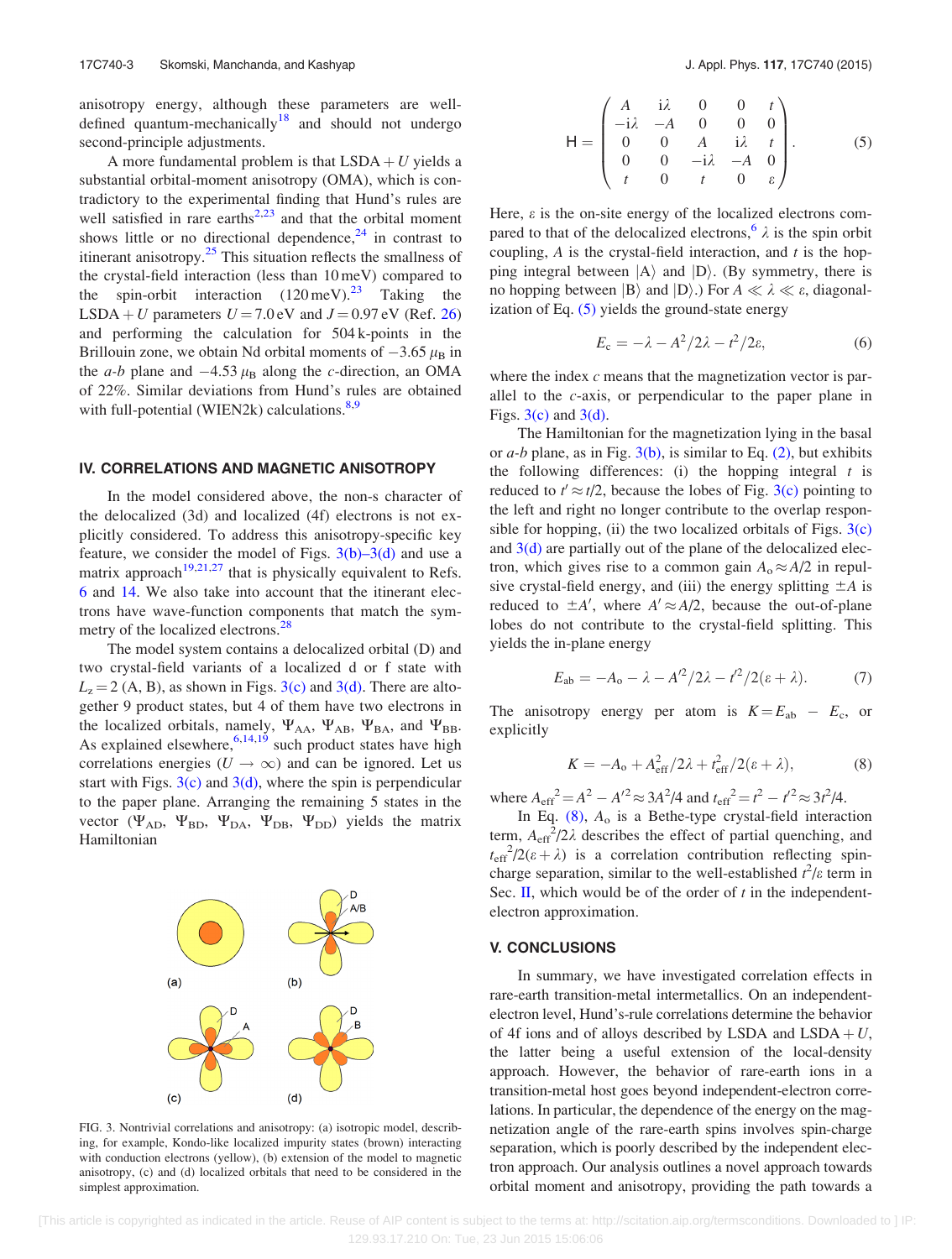anisotropy energy, although these parameters are well-defined quantum-mechanically[18] and should not undergo second-principle adjustments.

A more fundamental problem is that LSDA + $U$ yields a substantial orbital-moment anisotropy (OMA), which is contradictory to the experimental finding that Hund's rules are well satisfied in rare earths[2,23] and that the orbital moment shows little or no directional dependence,[24] in contrast to itinerant anisotropy.[25] This situation reflects the smallness of the crystal-field interaction (less than 10 meV) compared to the spin-orbit interaction (120 meV).[23] Taking the LSDA + $U$ parameters $U = 7.0$ eV and $J = 0.97$ eV (Ref. 26) and performing the calculation for 504 k-points in the Brillouin zone, we obtain Nd orbital moments of $-3.65\,\mu_B$ in the *a*-*b* plane and $-4.53\,\mu_B$ along the *c*-direction, an OMA of 22%. Similar deviations from Hund's rules are obtained with full-potential (WIEN2k) calculations.[8,9]

## IV. CORRELATIONS AND MAGNETIC ANISOTROPY

In the model considered above, the non-s character of the delocalized (3d) and localized (4f) electrons is not explicitly considered. To address this anisotropy-specific key feature, we consider the model of Figs. 3(b)–3(d) and use a matrix approach[19,21,27] that is physically equivalent to Refs. 6 and 14. We also take into account that the itinerant electrons have wave-function components that match the symmetry of the localized electrons.[28]

The model system contains a delocalized orbital (D) and two crystal-field variants of a localized d or f state with $L_z = 2$ (A, B), as shown in Figs. 3(c) and 3(d). There are altogether 9 product states, but 4 of them have two electrons in the localized orbitals, namely, $\Psi_{AA}$, $\Psi_{AB}$, $\Psi_{BA}$, and $\Psi_{BB}$. As explained elsewhere,[6,14,19] such product states have high correlations energies ($U \rightarrow \infty$) and can be ignored. Let us start with Figs. 3(c) and 3(d), where the spin is perpendicular to the paper plane. Arranging the remaining 5 states in the vector ($\Psi_{AD}$, $\Psi_{BD}$, $\Psi_{DA}$, $\Psi_{DB}$, $\Psi_{DD}$) yields the matrix Hamiltonian

FIG. 3. Nontrivial correlations and anisotropy: (a) isotropic model, describing, for example, Kondo-like localized impurity states (brown) interacting with conduction electrons (yellow), (b) extension of the model to magnetic anisotropy, (c) and (d) localized orbitals that need to be considered in the simplest approximation.

$$\mathsf{H} = \begin{pmatrix} A & i\lambda & 0 & 0 & t \\ -i\lambda & -A & 0 & 0 & 0 \\ 0 & 0 & A & i\lambda & t \\ 0 & 0 & -i\lambda & -A & 0 \\ t & 0 & t & 0 & \varepsilon \end{pmatrix}. \tag{5}$$

Here, $\varepsilon$ is the on-site energy of the localized electrons compared to that of the delocalized electrons,[6] $\lambda$ is the spin orbit coupling, $A$ is the crystal-field interaction, and $t$ is the hopping integral between $|\mathrm{A}\rangle$ and $|\mathrm{D}\rangle$. (By symmetry, there is no hopping between $|\mathrm{B}\rangle$ and $|\mathrm{D}\rangle$.) For $A \ll \lambda \ll \varepsilon$, diagonalization of Eq. (5) yields the ground-state energy

$$E_c = -\lambda - A^2/2\lambda - t^2/2\varepsilon, \tag{6}$$

where the index *c* means that the magnetization vector is parallel to the *c*-axis, or perpendicular to the paper plane in Figs. 3(c) and 3(d).

The Hamiltonian for the magnetization lying in the basal or *a*-*b* plane, as in Fig. 3(b), is similar to Eq. (2), but exhibits the following differences: (i) the hopping integral $t$ is reduced to $t' \approx t/2$, because the lobes of Fig. 3(c) pointing to the left and right no longer contribute to the overlap responsible for hopping, (ii) the two localized orbitals of Figs. 3(c) and 3(d) are partially out of the plane of the delocalized electron, which gives rise to a common gain $A_o \approx A/2$ in repulsive crystal-field energy, and (iii) the energy splitting $\pm A$ is reduced to $\pm A'$, where $A' \approx A/2$, because the out-of-plane lobes do not contribute to the crystal-field splitting. This yields the in-plane energy

$$E_{ab} = -A_o - \lambda - A'^2/2\lambda - t'^2/2(\varepsilon + \lambda). \tag{7}$$

The anisotropy energy per atom is $K = E_{ab} - E_c$, or explicitly

$$K = -A_o + A_{\mathrm{eff}}^2/2\lambda + t_{\mathrm{eff}}^2/2(\varepsilon + \lambda), \tag{8}$$

where $A_{\mathrm{eff}}^2 = A^2 - A'^2 \approx 3A^2/4$ and $t_{\mathrm{eff}}^2 = t^2 - t'^2 \approx 3t^2/4$.

In Eq. (8), $A_o$ is a Bethe-type crystal-field interaction term, $A_{\mathrm{eff}}^2/2\lambda$ describes the effect of partial quenching, and $t_{\mathrm{eff}}^2/2(\varepsilon + \lambda)$ is a correlation contribution reflecting spin-charge separation, similar to the well-established $t^2/\varepsilon$ term in Sec. II, which would be of the order of $t$ in the independent-electron approximation.

## V. CONCLUSIONS

In summary, we have investigated correlation effects in rare-earth transition-metal intermetallics. On an independent-electron level, Hund's-rule correlations determine the behavior of 4f ions and of alloys described by LSDA and LSDA + $U$, the latter being a useful extension of the local-density approach. However, the behavior of rare-earth ions in a transition-metal host goes beyond independent-electron correlations. In particular, the dependence of the energy on the magnetization angle of the rare-earth spins involves spin-charge separation, which is poorly described by the independent electron approach. Our analysis outlines a novel approach towards orbital moment and anisotropy, providing the path towards a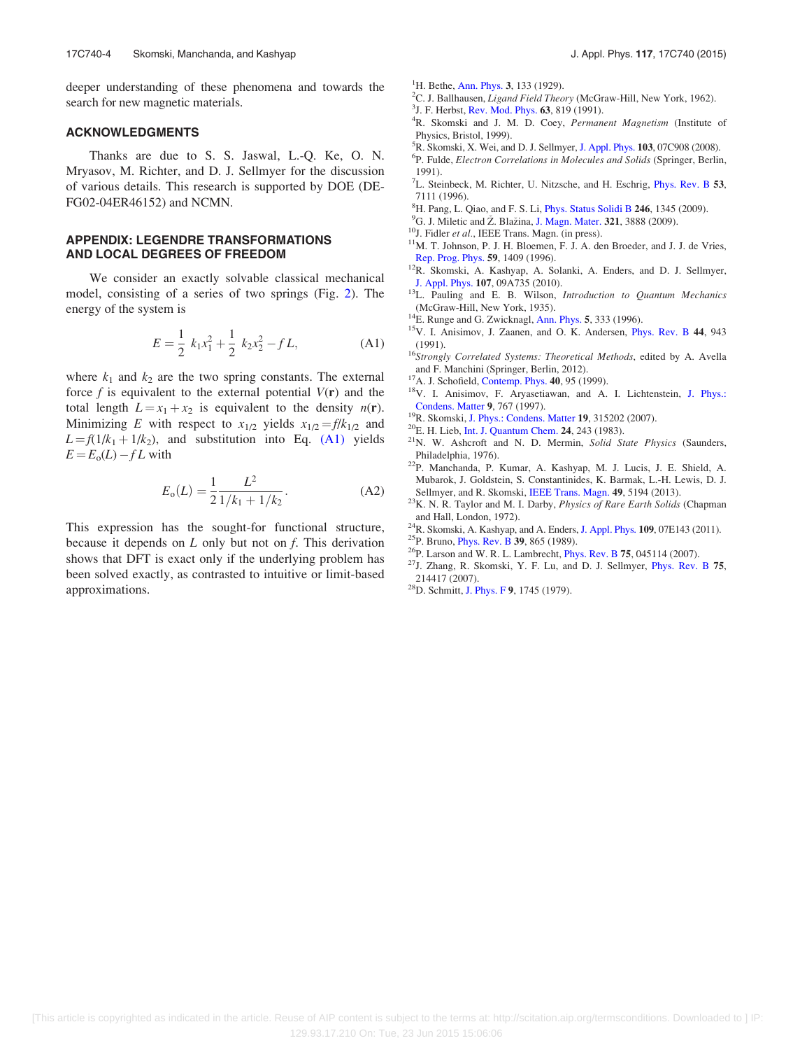deeper understanding of these phenomena and towards the search for new magnetic materials.

## ACKNOWLEDGMENTS

Thanks are due to S. S. Jaswal, L.-Q. Ke, O. N. Mryasov, M. Richter, and D. J. Sellmyer for the discussion of various details. This research is supported by DOE (DE-FG02-04ER46152) and NCMN.

## APPENDIX: LEGENDRE TRANSFORMATIONS AND LOCAL DEGREES OF FREEDOM

We consider an exactly solvable classical mechanical model, consisting of a series of two springs (Fig. 2). The energy of the system is

$$E = \frac{1}{2}\ k_1 x_1^2 + \frac{1}{2}\ k_2 x_2^2 - f\, L, \tag{A1}$$

where $k_1$ and $k_2$ are the two spring constants. The external force $f$ is equivalent to the external potential $V(\mathbf{r})$ and the total length $L = x_1 + x_2$ is equivalent to the density $n(\mathbf{r})$. Minimizing $E$ with respect to $x_{1/2}$ yields $x_{1/2} = f/k_{1/2}$ and $L = f(1/k_1 + 1/k_2)$, and substitution into Eq. (A1) yields $E = E_o(L) - f\,L$ with

$$E_o(L) = \frac{1}{2} \frac{L^2}{1/k_1 + 1/k_2}. \tag{A2}$$

This expression has the sought-for functional structure, because it depends on $L$ only but not on $f$. This derivation shows that DFT is exact only if the underlying problem has been solved exactly, as contrasted to intuitive or limit-based approximations.

[1] H. Bethe, Ann. Phys. **3**, 133 (1929).
[2] C. J. Ballhausen, *Ligand Field Theory* (McGraw-Hill, New York, 1962).
[3] J. F. Herbst, Rev. Mod. Phys. **63**, 819 (1991).
[4] R. Skomski and J. M. D. Coey, *Permanent Magnetism* (Institute of Physics, Bristol, 1999).
[5] R. Skomski, X. Wei, and D. J. Sellmyer, J. Appl. Phys. **103**, 07C908 (2008).
[6] P. Fulde, *Electron Correlations in Molecules and Solids* (Springer, Berlin, 1991).
[7] L. Steinbeck, M. Richter, U. Nitzsche, and H. Eschrig, Phys. Rev. B **53**, 7111 (1996).
[8] H. Pang, L. Qiao, and F. S. Li, Phys. Status Solidi B **246**, 1345 (2009).
[9] G. J. Miletic and Ž. Blažina, J. Magn. Mater. **321**, 3888 (2009).
[10] J. Fidler *et al.*, IEEE Trans. Magn. (in press).
[11] M. T. Johnson, P. J. H. Bloemen, F. J. A. den Broeder, and J. J. de Vries, Rep. Prog. Phys. **59**, 1409 (1996).
[12] R. Skomski, A. Kashyap, A. Solanki, A. Enders, and D. J. Sellmyer, J. Appl. Phys. **107**, 09A735 (2010).
[13] L. Pauling and E. B. Wilson, *Introduction to Quantum Mechanics* (McGraw-Hill, New York, 1935).
[14] E. Runge and G. Zwicknagl, Ann. Phys. **5**, 333 (1996).
[15] V. I. Anisimov, J. Zaanen, and O. K. Andersen, Phys. Rev. B **44**, 943 (1991).
[16] *Strongly Correlated Systems: Theoretical Methods*, edited by A. Avella and F. Manchini (Springer, Berlin, 2012).
[17] A. J. Schofield, Contemp. Phys. **40**, 95 (1999).
[18] V. I. Anisimov, F. Aryasetiawan, and A. I. Lichtenstein, J. Phys.: Condens. Matter **9**, 767 (1997).
[19] R. Skomski, J. Phys.: Condens. Matter **19**, 315202 (2007).
[20] E. H. Lieb, Int. J. Quantum Chem. **24**, 243 (1983).
[21] N. W. Ashcroft and N. D. Mermin, *Solid State Physics* (Saunders, Philadelphia, 1976).
[22] P. Manchanda, P. Kumar, A. Kashyap, M. J. Lucis, J. E. Shield, A. Mubarok, J. Goldstein, S. Constantinides, K. Barmak, L.-H. Lewis, D. J. Sellmyer, and R. Skomski, IEEE Trans. Magn. **49**, 5194 (2013).
[23] K. N. R. Taylor and M. I. Darby, *Physics of Rare Earth Solids* (Chapman and Hall, London, 1972).
[24] R. Skomski, A. Kashyap, and A. Enders, J. Appl. Phys. **109**, 07E143 (2011).
[25] P. Bruno, Phys. Rev. B **39**, 865 (1989).
[26] P. Larson and W. R. L. Lambrecht, Phys. Rev. B **75**, 045114 (2007).
[27] J. Zhang, R. Skomski, Y. F. Lu, and D. J. Sellmyer, Phys. Rev. B **75**, 214417 (2007).
[28] D. Schmitt, J. Phys. F **9**, 1745 (1979).